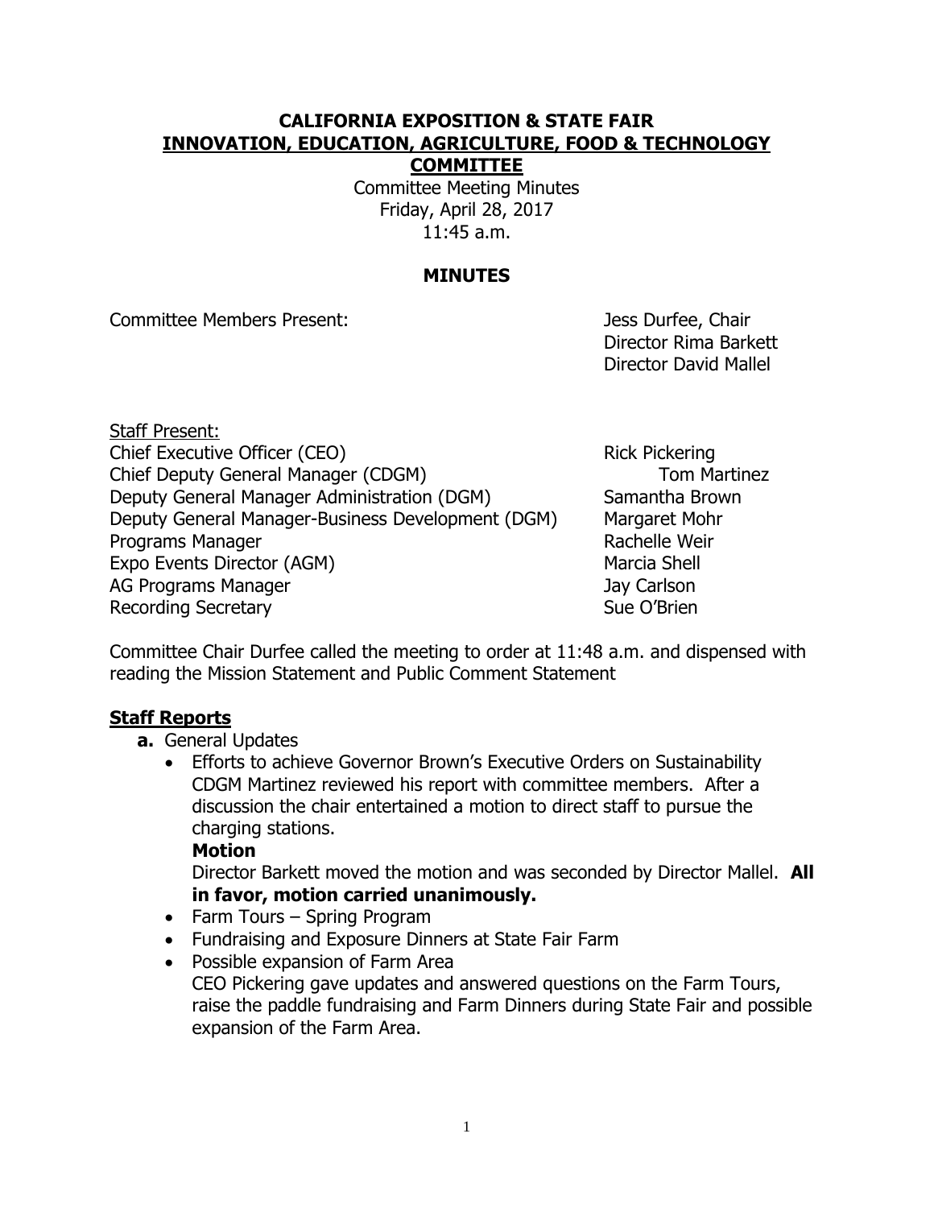**CALIFORNIA EXPOSITION & STATE FAIR**
**INNOVATION, EDUCATION, AGRICULTURE, FOOD & TECHNOLOGY COMMITTEE**

Committee Meeting Minutes
Friday, April 28, 2017
11:45 a.m.

## MINUTES

Committee Members Present: Jess Durfee, Chair
Director Rima Barkett
Director David Mallel

Staff Present:

| | |
|---|---|
| Chief Executive Officer (CEO) | Rick Pickering |
| Chief Deputy General Manager (CDGM) | Tom Martinez |
| Deputy General Manager Administration (DGM) | Samantha Brown |
| Deputy General Manager-Business Development (DGM) | Margaret Mohr |
| Programs Manager | Rachelle Weir |
| Expo Events Director (AGM) | Marcia Shell |
| AG Programs Manager | Jay Carlson |
| Recording Secretary | Sue O'Brien |

Committee Chair Durfee called the meeting to order at 11:48 a.m. and dispensed with reading the Mission Statement and Public Comment Statement

## Staff Reports

**a.** General Updates

- Efforts to achieve Governor Brown's Executive Orders on Sustainability
  CDGM Martinez reviewed his report with committee members. After a discussion the chair entertained a motion to direct staff to pursue the charging stations.
  **Motion**
  Director Barkett moved the motion and was seconded by Director Mallel. **All in favor, motion carried unanimously.**
- Farm Tours – Spring Program
- Fundraising and Exposure Dinners at State Fair Farm
- Possible expansion of Farm Area
  CEO Pickering gave updates and answered questions on the Farm Tours, raise the paddle fundraising and Farm Dinners during State Fair and possible expansion of the Farm Area.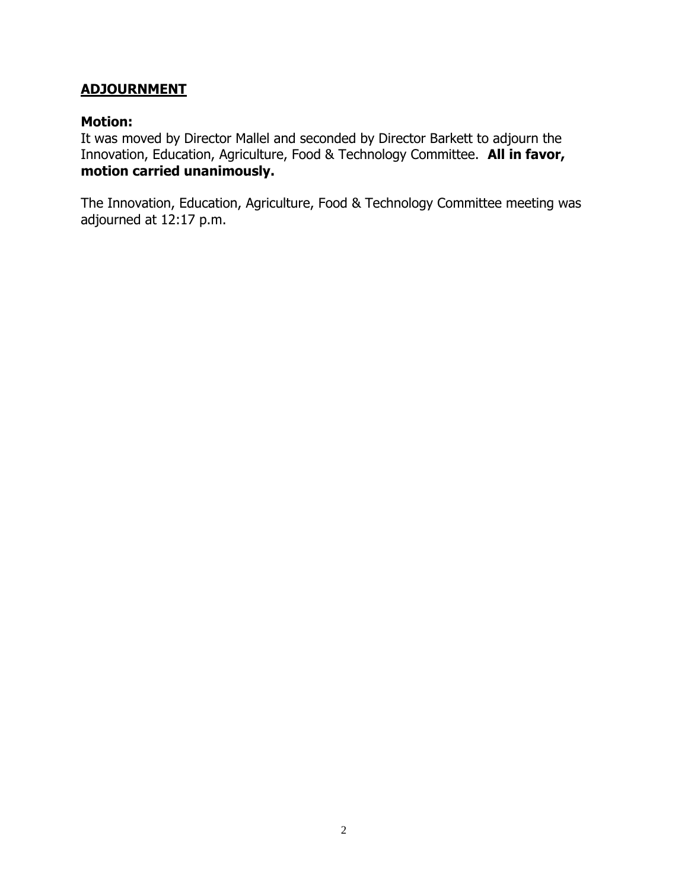## ADJOURNMENT

**Motion:**
It was moved by Director Mallel and seconded by Director Barkett to adjourn the Innovation, Education, Agriculture, Food & Technology Committee. **All in favor, motion carried unanimously.**

The Innovation, Education, Agriculture, Food & Technology Committee meeting was adjourned at 12:17 p.m.